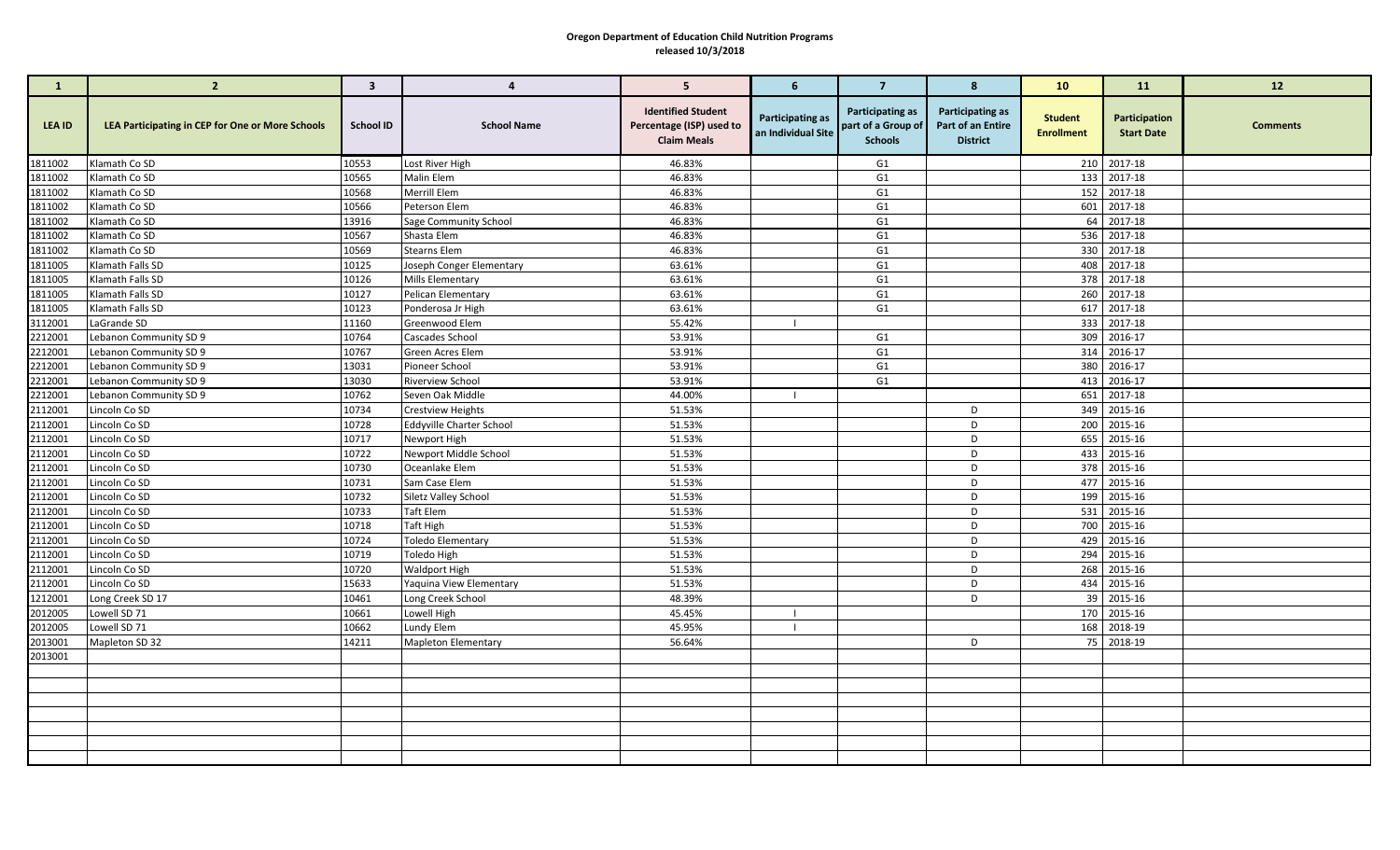**Oregon Department of Education Child Nutrition Programs**
**released 10/3/2018**

| 1 | 2 | 3 | 4 | 5 | 6 | 7 | 8 | 10 | 11 | 12 |
|---|---|---|---|---|---|---|---|---|---|---|
| LEA ID | LEA Participating in CEP for One or More Schools | School ID | School Name | Identified Student Percentage (ISP) used to Claim Meals | Participating as an Individual Site | Participating as part of a Group of Schools | Participating as Part of an Entire District | Student Enrollment | Participation Start Date | Comments |
| 1811002 | Klamath Co SD | 10553 | Lost River High | 46.83% | | G1 | | 210 | 2017-18 | |
| 1811002 | Klamath Co SD | 10565 | Malin Elem | 46.83% | | G1 | | 133 | 2017-18 | |
| 1811002 | Klamath Co SD | 10568 | Merrill Elem | 46.83% | | G1 | | 152 | 2017-18 | |
| 1811002 | Klamath Co SD | 10566 | Peterson Elem | 46.83% | | G1 | | 601 | 2017-18 | |
| 1811002 | Klamath Co SD | 13916 | Sage Community School | 46.83% | | G1 | | 64 | 2017-18 | |
| 1811002 | Klamath Co SD | 10567 | Shasta Elem | 46.83% | | G1 | | 536 | 2017-18 | |
| 1811002 | Klamath Co SD | 10569 | Stearns Elem | 46.83% | | G1 | | 330 | 2017-18 | |
| 1811005 | Klamath Falls SD | 10125 | Joseph Conger Elementary | 63.61% | | G1 | | 408 | 2017-18 | |
| 1811005 | Klamath Falls SD | 10126 | Mills Elementary | 63.61% | | G1 | | 378 | 2017-18 | |
| 1811005 | Klamath Falls SD | 10127 | Pelican Elementary | 63.61% | | G1 | | 260 | 2017-18 | |
| 1811005 | Klamath Falls SD | 10123 | Ponderosa Jr High | 63.61% | | G1 | | 617 | 2017-18 | |
| 3112001 | LaGrande SD | 11160 | Greenwood Elem | 55.42% | I | | | 333 | 2017-18 | |
| 2212001 | Lebanon Community SD 9 | 10764 | Cascades School | 53.91% | | G1 | | 309 | 2016-17 | |
| 2212001 | Lebanon Community SD 9 | 10767 | Green Acres Elem | 53.91% | | G1 | | 314 | 2016-17 | |
| 2212001 | Lebanon Community SD 9 | 13031 | Pioneer School | 53.91% | | G1 | | 380 | 2016-17 | |
| 2212001 | Lebanon Community SD 9 | 13030 | Riverview School | 53.91% | | G1 | | 413 | 2016-17 | |
| 2212001 | Lebanon Community SD 9 | 10762 | Seven Oak Middle | 44.00% | I | | | 651 | 2017-18 | |
| 2112001 | Lincoln Co SD | 10734 | Crestview Heights | 51.53% | | | D | 349 | 2015-16 | |
| 2112001 | Lincoln Co SD | 10728 | Eddyville Charter School | 51.53% | | | D | 200 | 2015-16 | |
| 2112001 | Lincoln Co SD | 10717 | Newport High | 51.53% | | | D | 655 | 2015-16 | |
| 2112001 | Lincoln Co SD | 10722 | Newport Middle School | 51.53% | | | D | 433 | 2015-16 | |
| 2112001 | Lincoln Co SD | 10730 | Oceanlake Elem | 51.53% | | | D | 378 | 2015-16 | |
| 2112001 | Lincoln Co SD | 10731 | Sam Case Elem | 51.53% | | | D | 477 | 2015-16 | |
| 2112001 | Lincoln Co SD | 10732 | Siletz Valley School | 51.53% | | | D | 199 | 2015-16 | |
| 2112001 | Lincoln Co SD | 10733 | Taft Elem | 51.53% | | | D | 531 | 2015-16 | |
| 2112001 | Lincoln Co SD | 10718 | Taft High | 51.53% | | | D | 700 | 2015-16 | |
| 2112001 | Lincoln Co SD | 10724 | Toledo Elementary | 51.53% | | | D | 429 | 2015-16 | |
| 2112001 | Lincoln Co SD | 10719 | Toledo High | 51.53% | | | D | 294 | 2015-16 | |
| 2112001 | Lincoln Co SD | 10720 | Waldport High | 51.53% | | | D | 268 | 2015-16 | |
| 2112001 | Lincoln Co SD | 15633 | Yaquina View Elementary | 51.53% | | | D | 434 | 2015-16 | |
| 1212001 | Long Creek SD 17 | 10461 | Long Creek School | 48.39% | | | D | 39 | 2015-16 | |
| 2012005 | Lowell SD 71 | 10661 | Lowell High | 45.45% | I | | | 170 | 2015-16 | |
| 2012005 | Lowell SD 71 | 10662 | Lundy Elem | 45.95% | I | | | 168 | 2018-19 | |
| 2013001 | Mapleton SD 32 | 14211 | Mapleton Elementary | 56.64% | | | D | 75 | 2018-19 | |
| 2013001 | | | | | | | | | | |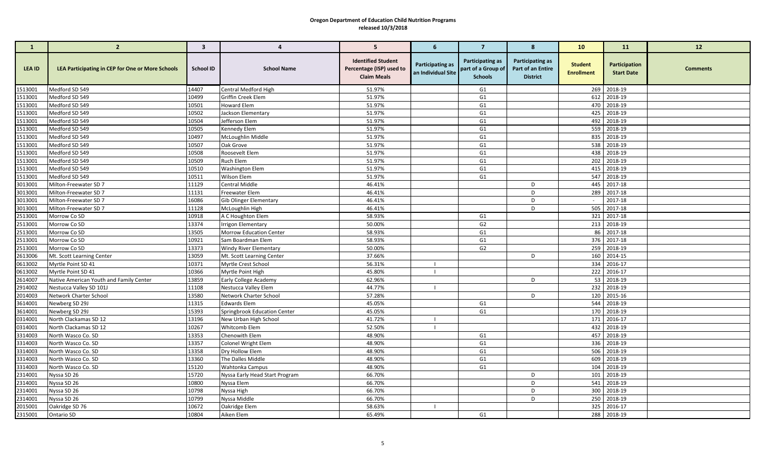**Oregon Department of Education Child Nutrition Programs**
**released 10/3/2018**

| 1 | 2 | 3 | 4 | 5 | 6 | 7 | 8 | 10 | 11 | 12 |
|---|---|---|---|---|---|---|---|---|---|---|
| **LEA ID** | **LEA Participating in CEP for One or More Schools** | **School ID** | **School Name** | **Identified Student Percentage (ISP) used to Claim Meals** | **Participating as an Individual Site** | **Participating as part of a Group of Schools** | **Participating as Part of an Entire District** | **Student Enrollment** | **Participation Start Date** | **Comments** |
| 1513001 | Medford SD 549 | 14407 | Central Medford High | 51.97% | | G1 | | 269 | 2018-19 | |
| 1513001 | Medford SD 549 | 10499 | Griffin Creek Elem | 51.97% | | G1 | | 612 | 2018-19 | |
| 1513001 | Medford SD 549 | 10501 | Howard Elem | 51.97% | | G1 | | 470 | 2018-19 | |
| 1513001 | Medford SD 549 | 10502 | Jackson Elementary | 51.97% | | G1 | | 425 | 2018-19 | |
| 1513001 | Medford SD 549 | 10504 | Jefferson Elem | 51.97% | | G1 | | 492 | 2018-19 | |
| 1513001 | Medford SD 549 | 10505 | Kennedy Elem | 51.97% | | G1 | | 559 | 2018-19 | |
| 1513001 | Medford SD 549 | 10497 | McLoughlin Middle | 51.97% | | G1 | | 835 | 2018-19 | |
| 1513001 | Medford SD 549 | 10507 | Oak Grove | 51.97% | | G1 | | 538 | 2018-19 | |
| 1513001 | Medford SD 549 | 10508 | Roosevelt Elem | 51.97% | | G1 | | 438 | 2018-19 | |
| 1513001 | Medford SD 549 | 10509 | Ruch Elem | 51.97% | | G1 | | 202 | 2018-19 | |
| 1513001 | Medford SD 549 | 10510 | Washington Elem | 51.97% | | G1 | | 415 | 2018-19 | |
| 1513001 | Medford SD 549 | 10511 | Wilson Elem | 51.97% | | G1 | | 547 | 2018-19 | |
| 3013001 | Milton-Freewater SD 7 | 11129 | Central Middle | 46.41% | | | D | 445 | 2017-18 | |
| 3013001 | Milton-Freewater SD 7 | 11131 | Freewater Elem | 46.41% | | | D | 289 | 2017-18 | |
| 3013001 | Milton-Freewater SD 7 | 16086 | Gib Olinger Elementary | 46.41% | | | D | - | 2017-18 | |
| 3013001 | Milton-Freewater SD 7 | 11128 | McLoughlin High | 46.41% | | | D | 505 | 2017-18 | |
| 2513001 | Morrow Co SD | 10918 | A C Houghton Elem | 58.93% | | G1 | | 321 | 2017-18 | |
| 2513001 | Morrow Co SD | 13374 | Irrigon Elementary | 50.00% | | G2 | | 213 | 2018-19 | |
| 2513001 | Morrow Co SD | 13505 | Morrow Education Center | 58.93% | | G1 | | 86 | 2017-18 | |
| 2513001 | Morrow Co SD | 10921 | Sam Boardman Elem | 58.93% | | G1 | | 376 | 2017-18 | |
| 2513001 | Morrow Co SD | 13373 | Windy River Elementary | 50.00% | | G2 | | 259 | 2018-19 | |
| 2613006 | Mt. Scott Learning Center | 13059 | Mt. Scott Learning Center | 37.66% | | | D | 160 | 2014-15 | |
| 0613002 | Myrtle Point SD 41 | 10371 | Myrtle Crest School | 56.31% | I | | | 334 | 2016-17 | |
| 0613002 | Myrtle Point SD 41 | 10366 | Myrtle Point High | 45.80% | I | | | 222 | 2016-17 | |
| 2614007 | Native American Youth and Family Center | 13859 | Early College Academy | 62.96% | | | D | 53 | 2018-19 | |
| 2914002 | Nestucca Valley SD 101J | 11108 | Nestucca Valley Elem | 44.77% | I | | | 232 | 2018-19 | |
| 2014003 | Network Charter School | 13580 | Network Charter School | 57.28% | | | D | 120 | 2015-16 | |
| 3614001 | Newberg SD 29J | 11315 | Edwards Elem | 45.05% | | G1 | | 544 | 2018-19 | |
| 3614001 | Newberg SD 29J | 15393 | Springbrook Education Center | 45.05% | | G1 | | 170 | 2018-19 | |
| 0314001 | North Clackamas SD 12 | 13196 | New Urban High School | 41.72% | I | | | 171 | 2016-17 | |
| 0314001 | North Clackamas SD 12 | 10267 | Whitcomb Elem | 52.50% | I | | | 432 | 2018-19 | |
| 3314003 | North Wasco Co. SD | 13353 | Chenowith Elem | 48.90% | | G1 | | 457 | 2018-19 | |
| 3314003 | North Wasco Co. SD | 13357 | Colonel Wright Elem | 48.90% | | G1 | | 336 | 2018-19 | |
| 3314003 | North Wasco Co. SD | 13358 | Dry Hollow Elem | 48.90% | | G1 | | 506 | 2018-19 | |
| 3314003 | North Wasco Co. SD | 13360 | The Dalles Middle | 48.90% | | G1 | | 609 | 2018-19 | |
| 3314003 | North Wasco Co. SD | 15120 | Wahtonka Campus | 48.90% | | G1 | | 104 | 2018-19 | |
| 2314001 | Nyssa SD 26 | 15720 | Nyssa Early Head Start Program | 66.70% | | | D | 101 | 2018-19 | |
| 2314001 | Nyssa SD 26 | 10800 | Nyssa Elem | 66.70% | | | D | 541 | 2018-19 | |
| 2314001 | Nyssa SD 26 | 10798 | Nyssa High | 66.70% | | | D | 300 | 2018-19 | |
| 2314001 | Nyssa SD 26 | 10799 | Nyssa Middle | 66.70% | | | D | 250 | 2018-19 | |
| 2015001 | Oakridge SD 76 | 10672 | Oakridge Elem | 58.63% | I | | | 325 | 2016-17 | |
| 2315001 | Ontario SD | 10804 | Aiken Elem | 65.49% | | G1 | | 288 | 2018-19 | |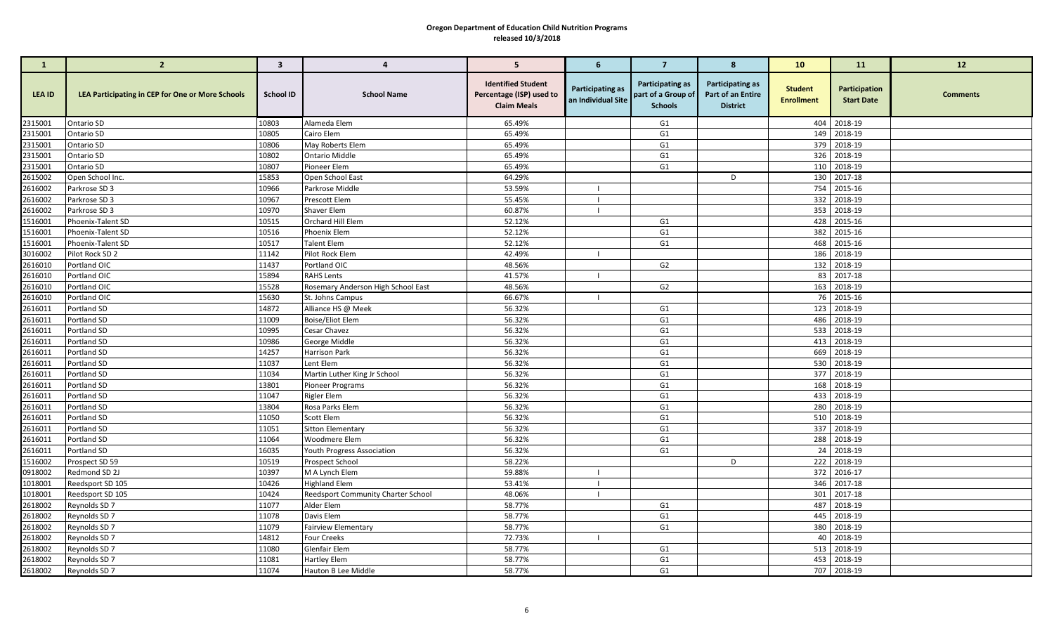**Oregon Department of Education Child Nutrition Programs**
**released 10/3/2018**

| 1 | 2 | 3 | 4 | 5 | 6 | 7 | 8 | 10 | 11 | 12 |
|---|---|---|---|---|---|---|---|---|---|---|
| **LEA ID** | **LEA Participating in CEP for One or More Schools** | **School ID** | **School Name** | **Identified Student Percentage (ISP) used to Claim Meals** | **Participating as an Individual Site** | **Participating as part of a Group of Schools** | **Participating as Part of an Entire District** | **Student Enrollment** | **Participation Start Date** | **Comments** |
| 2315001 | Ontario SD | 10803 | Alameda Elem | 65.49% | | G1 | | 404 | 2018-19 | |
| 2315001 | Ontario SD | 10805 | Cairo Elem | 65.49% | | G1 | | 149 | 2018-19 | |
| 2315001 | Ontario SD | 10806 | May Roberts Elem | 65.49% | | G1 | | 379 | 2018-19 | |
| 2315001 | Ontario SD | 10802 | Ontario Middle | 65.49% | | G1 | | 326 | 2018-19 | |
| 2315001 | Ontario SD | 10807 | Pioneer Elem | 65.49% | | G1 | | 110 | 2018-19 | |
| 2615002 | Open School Inc. | 15853 | Open School East | 64.29% | | | D | 130 | 2017-18 | |
| 2616002 | Parkrose SD 3 | 10966 | Parkrose Middle | 53.59% | I | | | 754 | 2015-16 | |
| 2616002 | Parkrose SD 3 | 10967 | Prescott Elem | 55.45% | I | | | 332 | 2018-19 | |
| 2616002 | Parkrose SD 3 | 10970 | Shaver Elem | 60.87% | I | | | 353 | 2018-19 | |
| 1516001 | Phoenix-Talent SD | 10515 | Orchard Hill Elem | 52.12% | | G1 | | 428 | 2015-16 | |
| 1516001 | Phoenix-Talent SD | 10516 | Phoenix Elem | 52.12% | | G1 | | 382 | 2015-16 | |
| 1516001 | Phoenix-Talent SD | 10517 | Talent Elem | 52.12% | | G1 | | 468 | 2015-16 | |
| 3016002 | Pilot Rock SD 2 | 11142 | Pilot Rock Elem | 42.49% | I | | | 186 | 2018-19 | |
| 2616010 | Portland OIC | 11437 | Portland OIC | 48.56% | | G2 | | 132 | 2018-19 | |
| 2616010 | Portland OIC | 15894 | RAHS Lents | 41.57% | I | | | 83 | 2017-18 | |
| 2616010 | Portland OIC | 15528 | Rosemary Anderson High School East | 48.56% | | G2 | | 163 | 2018-19 | |
| 2616010 | Portland OIC | 15630 | St. Johns Campus | 66.67% | I | | | 76 | 2015-16 | |
| 2616011 | Portland SD | 14872 | Alliance HS @ Meek | 56.32% | | G1 | | 123 | 2018-19 | |
| 2616011 | Portland SD | 11009 | Boise/Eliot Elem | 56.32% | | G1 | | 486 | 2018-19 | |
| 2616011 | Portland SD | 10995 | Cesar Chavez | 56.32% | | G1 | | 533 | 2018-19 | |
| 2616011 | Portland SD | 10986 | George Middle | 56.32% | | G1 | | 413 | 2018-19 | |
| 2616011 | Portland SD | 14257 | Harrison Park | 56.32% | | G1 | | 669 | 2018-19 | |
| 2616011 | Portland SD | 11037 | Lent Elem | 56.32% | | G1 | | 530 | 2018-19 | |
| 2616011 | Portland SD | 11034 | Martin Luther King Jr School | 56.32% | | G1 | | 377 | 2018-19 | |
| 2616011 | Portland SD | 13801 | Pioneer Programs | 56.32% | | G1 | | 168 | 2018-19 | |
| 2616011 | Portland SD | 11047 | Rigler Elem | 56.32% | | G1 | | 433 | 2018-19 | |
| 2616011 | Portland SD | 13804 | Rosa Parks Elem | 56.32% | | G1 | | 280 | 2018-19 | |
| 2616011 | Portland SD | 11050 | Scott Elem | 56.32% | | G1 | | 510 | 2018-19 | |
| 2616011 | Portland SD | 11051 | Sitton Elementary | 56.32% | | G1 | | 337 | 2018-19 | |
| 2616011 | Portland SD | 11064 | Woodmere Elem | 56.32% | | G1 | | 288 | 2018-19 | |
| 2616011 | Portland SD | 16035 | Youth Progress Association | 56.32% | | G1 | | 24 | 2018-19 | |
| 1516002 | Prospect SD 59 | 10519 | Prospect School | 58.22% | | | D | 222 | 2018-19 | |
| 0918002 | Redmond SD 2J | 10397 | M A Lynch Elem | 59.88% | I | | | 372 | 2016-17 | |
| 1018001 | Reedsport SD 105 | 10426 | Highland Elem | 53.41% | I | | | 346 | 2017-18 | |
| 1018001 | Reedsport SD 105 | 10424 | Reedsport Community Charter School | 48.06% | I | | | 301 | 2017-18 | |
| 2618002 | Reynolds SD 7 | 11077 | Alder Elem | 58.77% | | G1 | | 487 | 2018-19 | |
| 2618002 | Reynolds SD 7 | 11078 | Davis Elem | 58.77% | | G1 | | 445 | 2018-19 | |
| 2618002 | Reynolds SD 7 | 11079 | Fairview Elementary | 58.77% | | G1 | | 380 | 2018-19 | |
| 2618002 | Reynolds SD 7 | 14812 | Four Creeks | 72.73% | I | | | 40 | 2018-19 | |
| 2618002 | Reynolds SD 7 | 11080 | Glenfair Elem | 58.77% | | G1 | | 513 | 2018-19 | |
| 2618002 | Reynolds SD 7 | 11081 | Hartley Elem | 58.77% | | G1 | | 453 | 2018-19 | |
| 2618002 | Reynolds SD 7 | 11074 | Hauton B Lee Middle | 58.77% | | G1 | | 707 | 2018-19 | |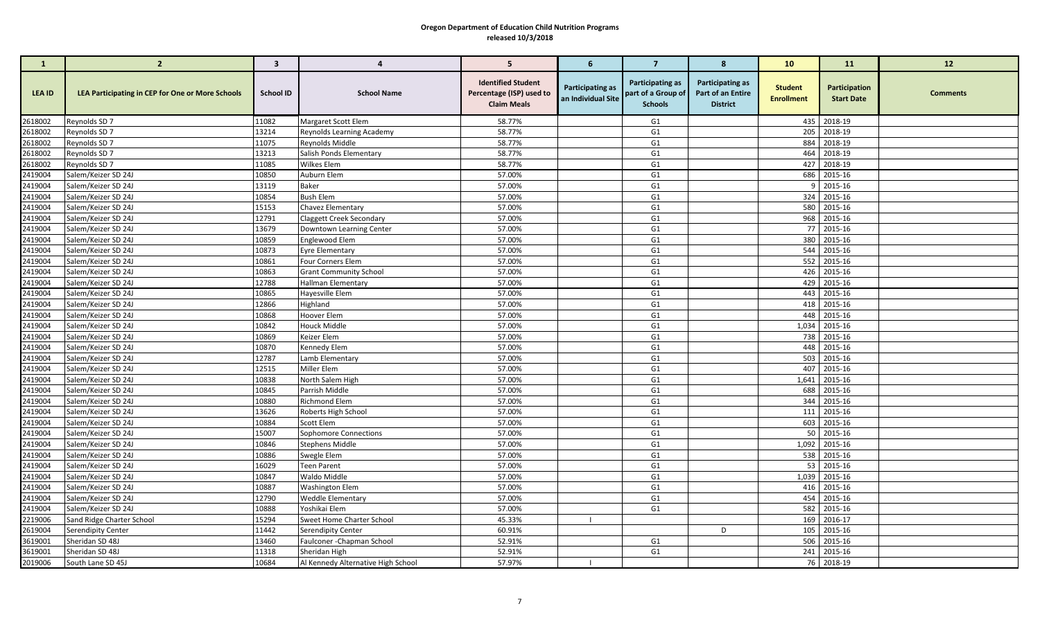**Oregon Department of Education Child Nutrition Programs**
**released 10/3/2018**

| 1 | 2 | 3 | 4 | 5 | 6 | 7 | 8 | 10 | 11 | 12 |
|---|---|---|---|---|---|---|---|---|---|---|
| LEA ID | LEA Participating in CEP for One or More Schools | School ID | School Name | Identified Student Percentage (ISP) used to Claim Meals | Participating as an Individual Site | Participating as part of a Group of Schools | Participating as Part of an Entire District | Student Enrollment | Participation Start Date | Comments |
| 2618002 | Reynolds SD 7 | 11082 | Margaret Scott Elem | 58.77% | | G1 | | 435 | 2018-19 | |
| 2618002 | Reynolds SD 7 | 13214 | Reynolds Learning Academy | 58.77% | | G1 | | 205 | 2018-19 | |
| 2618002 | Reynolds SD 7 | 11075 | Reynolds Middle | 58.77% | | G1 | | 884 | 2018-19 | |
| 2618002 | Reynolds SD 7 | 13213 | Salish Ponds Elementary | 58.77% | | G1 | | 464 | 2018-19 | |
| 2618002 | Reynolds SD 7 | 11085 | Wilkes Elem | 58.77% | | G1 | | 427 | 2018-19 | |
| 2419004 | Salem/Keizer SD 24J | 10850 | Auburn Elem | 57.00% | | G1 | | 686 | 2015-16 | |
| 2419004 | Salem/Keizer SD 24J | 13119 | Baker | 57.00% | | G1 | | 9 | 2015-16 | |
| 2419004 | Salem/Keizer SD 24J | 10854 | Bush Elem | 57.00% | | G1 | | 324 | 2015-16 | |
| 2419004 | Salem/Keizer SD 24J | 15153 | Chavez Elementary | 57.00% | | G1 | | 580 | 2015-16 | |
| 2419004 | Salem/Keizer SD 24J | 12791 | Claggett Creek Secondary | 57.00% | | G1 | | 968 | 2015-16 | |
| 2419004 | Salem/Keizer SD 24J | 13679 | Downtown Learning Center | 57.00% | | G1 | | 77 | 2015-16 | |
| 2419004 | Salem/Keizer SD 24J | 10859 | Englewood Elem | 57.00% | | G1 | | 380 | 2015-16 | |
| 2419004 | Salem/Keizer SD 24J | 10873 | Eyre Elementary | 57.00% | | G1 | | 544 | 2015-16 | |
| 2419004 | Salem/Keizer SD 24J | 10861 | Four Corners Elem | 57.00% | | G1 | | 552 | 2015-16 | |
| 2419004 | Salem/Keizer SD 24J | 10863 | Grant Community School | 57.00% | | G1 | | 426 | 2015-16 | |
| 2419004 | Salem/Keizer SD 24J | 12788 | Hallman Elementary | 57.00% | | G1 | | 429 | 2015-16 | |
| 2419004 | Salem/Keizer SD 24J | 10865 | Hayesville Elem | 57.00% | | G1 | | 443 | 2015-16 | |
| 2419004 | Salem/Keizer SD 24J | 12866 | Highland | 57.00% | | G1 | | 418 | 2015-16 | |
| 2419004 | Salem/Keizer SD 24J | 10868 | Hoover Elem | 57.00% | | G1 | | 448 | 2015-16 | |
| 2419004 | Salem/Keizer SD 24J | 10842 | Houck Middle | 57.00% | | G1 | | 1,034 | 2015-16 | |
| 2419004 | Salem/Keizer SD 24J | 10869 | Keizer Elem | 57.00% | | G1 | | 738 | 2015-16 | |
| 2419004 | Salem/Keizer SD 24J | 10870 | Kennedy Elem | 57.00% | | G1 | | 448 | 2015-16 | |
| 2419004 | Salem/Keizer SD 24J | 12787 | Lamb Elementary | 57.00% | | G1 | | 503 | 2015-16 | |
| 2419004 | Salem/Keizer SD 24J | 12515 | Miller Elem | 57.00% | | G1 | | 407 | 2015-16 | |
| 2419004 | Salem/Keizer SD 24J | 10838 | North Salem High | 57.00% | | G1 | | 1,641 | 2015-16 | |
| 2419004 | Salem/Keizer SD 24J | 10845 | Parrish Middle | 57.00% | | G1 | | 688 | 2015-16 | |
| 2419004 | Salem/Keizer SD 24J | 10880 | Richmond Elem | 57.00% | | G1 | | 344 | 2015-16 | |
| 2419004 | Salem/Keizer SD 24J | 13626 | Roberts High School | 57.00% | | G1 | | 111 | 2015-16 | |
| 2419004 | Salem/Keizer SD 24J | 10884 | Scott Elem | 57.00% | | G1 | | 603 | 2015-16 | |
| 2419004 | Salem/Keizer SD 24J | 15007 | Sophomore Connections | 57.00% | | G1 | | 50 | 2015-16 | |
| 2419004 | Salem/Keizer SD 24J | 10846 | Stephens Middle | 57.00% | | G1 | | 1,092 | 2015-16 | |
| 2419004 | Salem/Keizer SD 24J | 10886 | Swegle Elem | 57.00% | | G1 | | 538 | 2015-16 | |
| 2419004 | Salem/Keizer SD 24J | 16029 | Teen Parent | 57.00% | | G1 | | 53 | 2015-16 | |
| 2419004 | Salem/Keizer SD 24J | 10847 | Waldo Middle | 57.00% | | G1 | | 1,039 | 2015-16 | |
| 2419004 | Salem/Keizer SD 24J | 10887 | Washington Elem | 57.00% | | G1 | | 416 | 2015-16 | |
| 2419004 | Salem/Keizer SD 24J | 12790 | Weddle Elementary | 57.00% | | G1 | | 454 | 2015-16 | |
| 2419004 | Salem/Keizer SD 24J | 10888 | Yoshikai Elem | 57.00% | | G1 | | 582 | 2015-16 | |
| 2219006 | Sand Ridge Charter School | 15294 | Sweet Home Charter School | 45.33% | I | | | 169 | 2016-17 | |
| 2619004 | Serendipity Center | 11442 | Serendipity Center | 60.91% | | | D | 105 | 2015-16 | |
| 3619001 | Sheridan SD 48J | 13460 | Faulconer -Chapman School | 52.91% | | G1 | | 506 | 2015-16 | |
| 3619001 | Sheridan SD 48J | 11318 | Sheridan High | 52.91% | | G1 | | 241 | 2015-16 | |
| 2019006 | South Lane SD 45J | 10684 | Al Kennedy Alternative High School | 57.97% | I | | | 76 | 2018-19 | |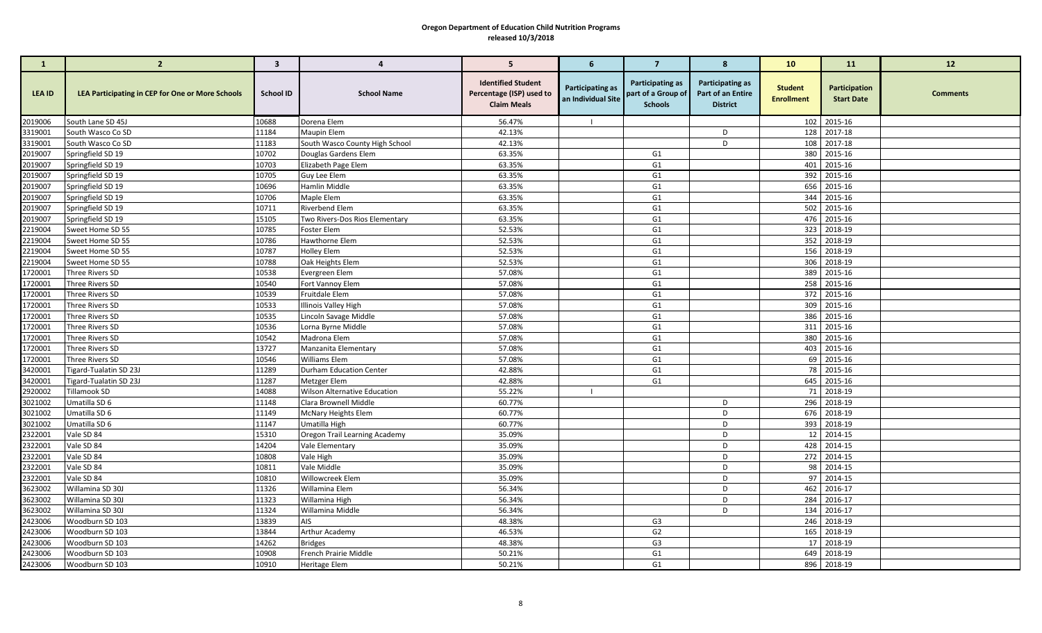**Oregon Department of Education Child Nutrition Programs**
**released 10/3/2018**

| 1 | 2 | 3 | 4 | 5 | 6 | 7 | 8 | 10 | 11 | 12 |
|---|---|---|---|---|---|---|---|---|---|---|
| LEA ID | LEA Participating in CEP for One or More Schools | School ID | School Name | Identified Student Percentage (ISP) used to Claim Meals | Participating as an Individual Site | Participating as part of a Group of Schools | Participating as Part of an Entire District | Student Enrollment | Participation Start Date | Comments |
| 2019006 | South Lane SD 45J | 10688 | Dorena Elem | 56.47% | I | | | 102 | 2015-16 | |
| 3319001 | South Wasco Co SD | 11184 | Maupin Elem | 42.13% | | | D | 128 | 2017-18 | |
| 3319001 | South Wasco Co SD | 11183 | South Wasco County High School | 42.13% | | | D | 108 | 2017-18 | |
| 2019007 | Springfield SD 19 | 10702 | Douglas Gardens Elem | 63.35% | | G1 | | 380 | 2015-16 | |
| 2019007 | Springfield SD 19 | 10703 | Elizabeth Page Elem | 63.35% | | G1 | | 401 | 2015-16 | |
| 2019007 | Springfield SD 19 | 10705 | Guy Lee Elem | 63.35% | | G1 | | 392 | 2015-16 | |
| 2019007 | Springfield SD 19 | 10696 | Hamlin Middle | 63.35% | | G1 | | 656 | 2015-16 | |
| 2019007 | Springfield SD 19 | 10706 | Maple Elem | 63.35% | | G1 | | 344 | 2015-16 | |
| 2019007 | Springfield SD 19 | 10711 | Riverbend Elem | 63.35% | | G1 | | 502 | 2015-16 | |
| 2019007 | Springfield SD 19 | 15105 | Two Rivers-Dos Rios Elementary | 63.35% | | G1 | | 476 | 2015-16 | |
| 2219004 | Sweet Home SD 55 | 10785 | Foster Elem | 52.53% | | G1 | | 323 | 2018-19 | |
| 2219004 | Sweet Home SD 55 | 10786 | Hawthorne Elem | 52.53% | | G1 | | 352 | 2018-19 | |
| 2219004 | Sweet Home SD 55 | 10787 | Holley Elem | 52.53% | | G1 | | 156 | 2018-19 | |
| 2219004 | Sweet Home SD 55 | 10788 | Oak Heights Elem | 52.53% | | G1 | | 306 | 2018-19 | |
| 1720001 | Three Rivers SD | 10538 | Evergreen Elem | 57.08% | | G1 | | 389 | 2015-16 | |
| 1720001 | Three Rivers SD | 10540 | Fort Vannoy Elem | 57.08% | | G1 | | 258 | 2015-16 | |
| 1720001 | Three Rivers SD | 10539 | Fruitdale Elem | 57.08% | | G1 | | 372 | 2015-16 | |
| 1720001 | Three Rivers SD | 10533 | Illinois Valley High | 57.08% | | G1 | | 309 | 2015-16 | |
| 1720001 | Three Rivers SD | 10535 | Lincoln Savage Middle | 57.08% | | G1 | | 386 | 2015-16 | |
| 1720001 | Three Rivers SD | 10536 | Lorna Byrne Middle | 57.08% | | G1 | | 311 | 2015-16 | |
| 1720001 | Three Rivers SD | 10542 | Madrona Elem | 57.08% | | G1 | | 380 | 2015-16 | |
| 1720001 | Three Rivers SD | 13727 | Manzanita Elementary | 57.08% | | G1 | | 403 | 2015-16 | |
| 1720001 | Three Rivers SD | 10546 | Williams Elem | 57.08% | | G1 | | 69 | 2015-16 | |
| 3420001 | Tigard-Tualatin SD 23J | 11289 | Durham Education Center | 42.88% | | G1 | | 78 | 2015-16 | |
| 3420001 | Tigard-Tualatin SD 23J | 11287 | Metzger Elem | 42.88% | | G1 | | 645 | 2015-16 | |
| 2920002 | Tillamook SD | 14088 | Wilson Alternative Education | 55.22% | I | | | 71 | 2018-19 | |
| 3021002 | Umatilla SD 6 | 11148 | Clara Brownell Middle | 60.77% | | | D | 296 | 2018-19 | |
| 3021002 | Umatilla SD 6 | 11149 | McNary Heights Elem | 60.77% | | | D | 676 | 2018-19 | |
| 3021002 | Umatilla SD 6 | 11147 | Umatilla High | 60.77% | | | D | 393 | 2018-19 | |
| 2322001 | Vale SD 84 | 15310 | Oregon Trail Learning Academy | 35.09% | | | D | 12 | 2014-15 | |
| 2322001 | Vale SD 84 | 14204 | Vale Elementary | 35.09% | | | D | 428 | 2014-15 | |
| 2322001 | Vale SD 84 | 10808 | Vale High | 35.09% | | | D | 272 | 2014-15 | |
| 2322001 | Vale SD 84 | 10811 | Vale Middle | 35.09% | | | D | 98 | 2014-15 | |
| 2322001 | Vale SD 84 | 10810 | Willowcreek Elem | 35.09% | | | D | 97 | 2014-15 | |
| 3623002 | Willamina SD 30J | 11326 | Willamina Elem | 56.34% | | | D | 462 | 2016-17 | |
| 3623002 | Willamina SD 30J | 11323 | Willamina High | 56.34% | | | D | 284 | 2016-17 | |
| 3623002 | Willamina SD 30J | 11324 | Willamina Middle | 56.34% | | | D | 134 | 2016-17 | |
| 2423006 | Woodburn SD 103 | 13839 | AIS | 48.38% | | G3 | | 246 | 2018-19 | |
| 2423006 | Woodburn SD 103 | 13844 | Arthur Academy | 46.53% | | G2 | | 165 | 2018-19 | |
| 2423006 | Woodburn SD 103 | 14262 | Bridges | 48.38% | | G3 | | 17 | 2018-19 | |
| 2423006 | Woodburn SD 103 | 10908 | French Prairie Middle | 50.21% | | G1 | | 649 | 2018-19 | |
| 2423006 | Woodburn SD 103 | 10910 | Heritage Elem | 50.21% | | G1 | | 896 | 2018-19 | |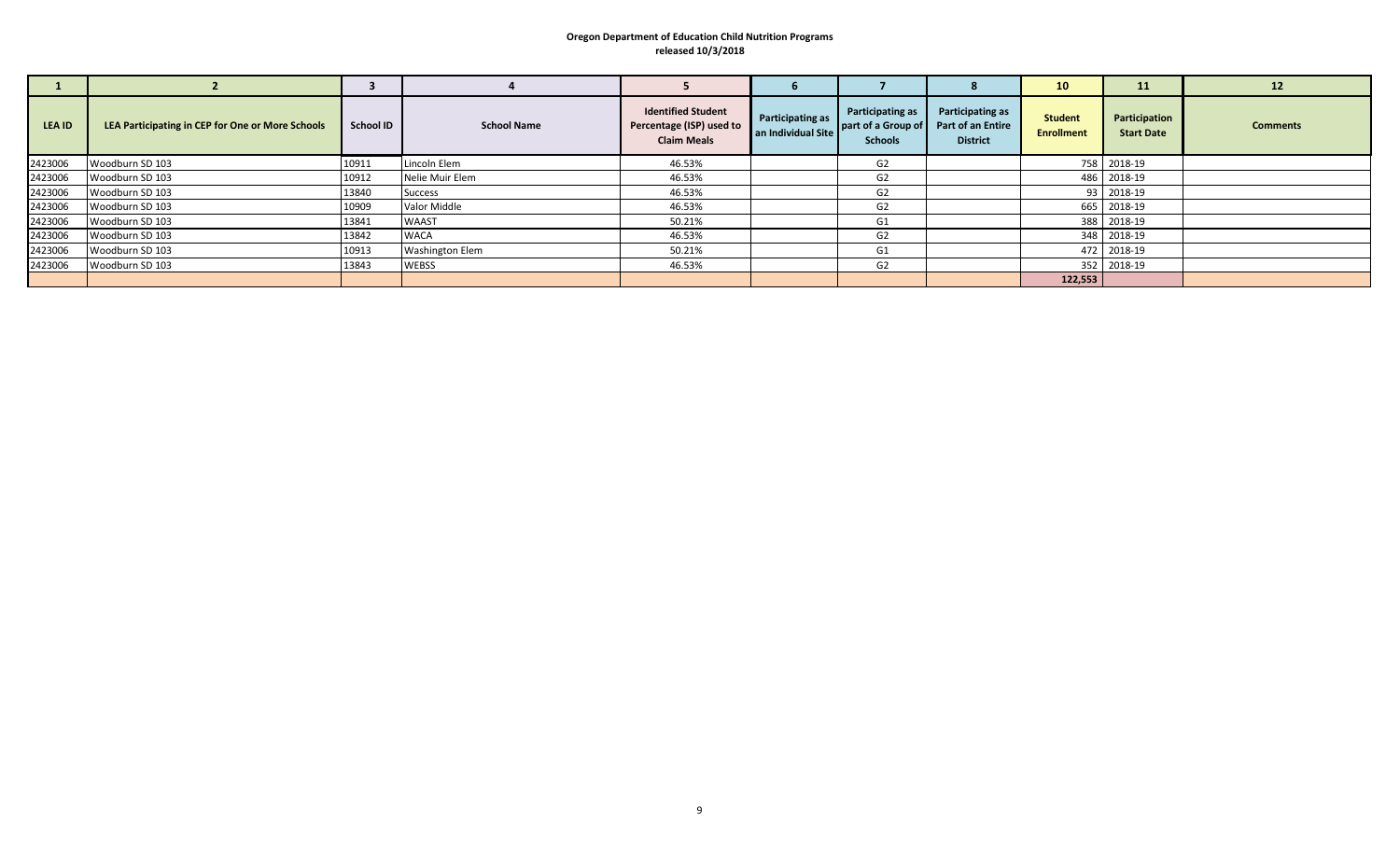**Oregon Department of Education Child Nutrition Programs**
**released 10/3/2018**

| 1 | 2 | 3 | 4 | 5 | 6 | 7 | 8 | 10 | 11 | 12 |
|---|---|---|---|---|---|---|---|---|---|---|
| **LEA ID** | **LEA Participating in CEP for One or More Schools** | **School ID** | **School Name** | **Identified Student Percentage (ISP) used to Claim Meals** | **Participating as an Individual Site** | **Participating as part of a Group of Schools** | **Participating as Part of an Entire District** | **Student Enrollment** | **Participation Start Date** | **Comments** |
| 2423006 | Woodburn SD 103 | 10911 | Lincoln Elem | 46.53% | | G2 | | 758 | 2018-19 | |
| 2423006 | Woodburn SD 103 | 10912 | Nelie Muir Elem | 46.53% | | G2 | | 486 | 2018-19 | |
| 2423006 | Woodburn SD 103 | 13840 | Success | 46.53% | | G2 | | 93 | 2018-19 | |
| 2423006 | Woodburn SD 103 | 10909 | Valor Middle | 46.53% | | G2 | | 665 | 2018-19 | |
| 2423006 | Woodburn SD 103 | 13841 | WAAST | 50.21% | | G1 | | 388 | 2018-19 | |
| 2423006 | Woodburn SD 103 | 13842 | WACA | 46.53% | | G2 | | 348 | 2018-19 | |
| 2423006 | Woodburn SD 103 | 10913 | Washington Elem | 50.21% | | G1 | | 472 | 2018-19 | |
| 2423006 | Woodburn SD 103 | 13843 | WEBSS | 46.53% | | G2 | | 352 | 2018-19 | |
| | | | | | | | | 122,553 | | |